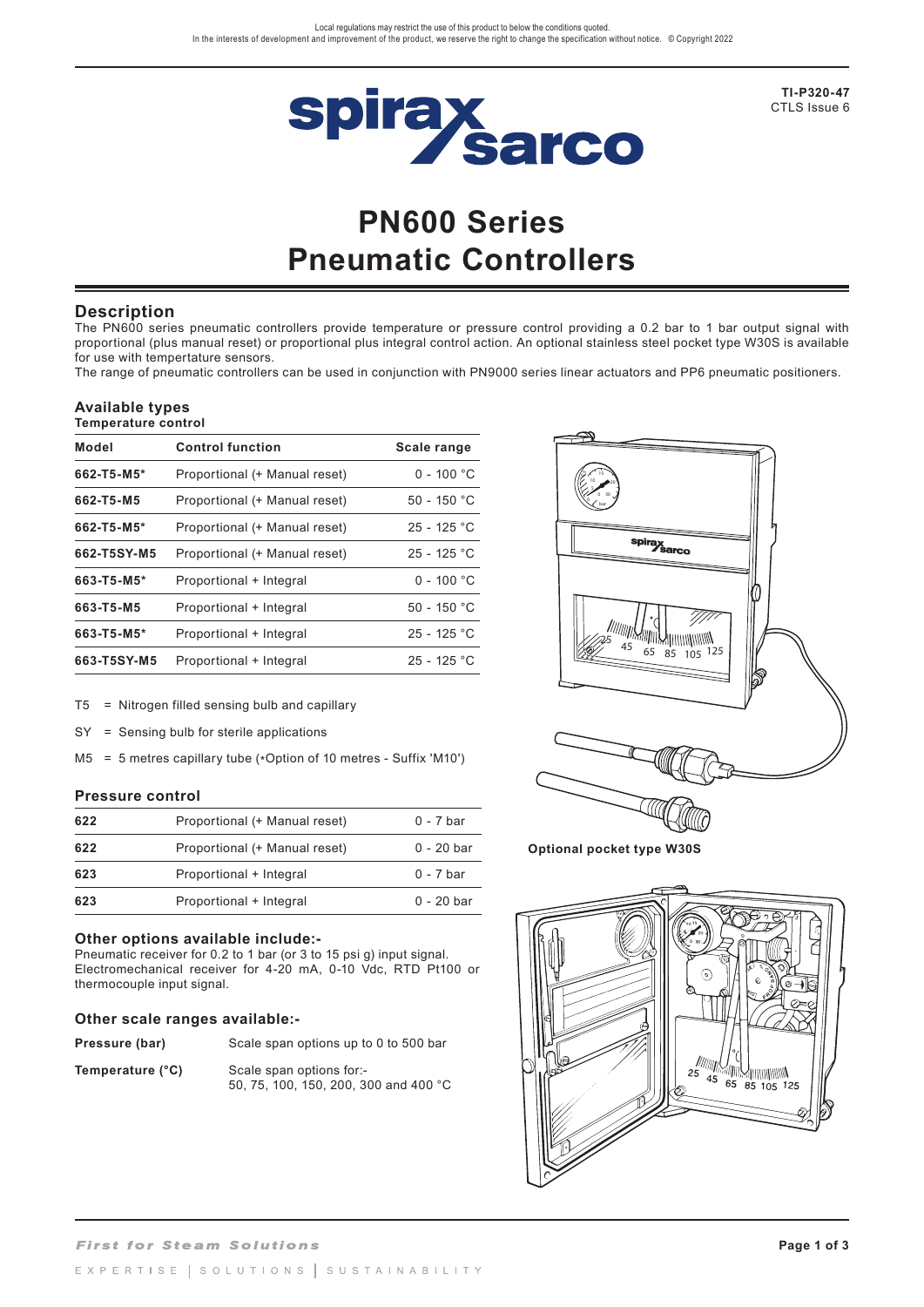Local regulations may restrict the use of this product to below the conditions quoted.
In the interests of development and improvement of the product, we reserve the right to change the specification without notice. © Copyright 2022

TI-P320-47
CTLS Issue 6

# PN600 Series
# Pneumatic Controllers

## Description

The PN600 series pneumatic controllers provide temperature or pressure control providing a 0.2 bar to 1 bar output signal with proportional (plus manual reset) or proportional plus integral control action. An optional stainless steel pocket type W30S is available for use with tempertature sensors.

The range of pneumatic controllers can be used in conjunction with PN9000 series linear actuators and PP6 pneumatic positioners.

## Available types

### Temperature control

| Model | Control function | Scale range |
|---|---|---|
| **662-T5-M5*** | Proportional (+ Manual reset) | 0 - 100 °C |
| **662-T5-M5** | Proportional (+ Manual reset) | 50 - 150 °C |
| **662-T5-M5*** | Proportional (+ Manual reset) | 25 - 125 °C |
| **662-T5SY-M5** | Proportional (+ Manual reset) | 25 - 125 °C |
| **663-T5-M5*** | Proportional + Integral | 0 - 100 °C |
| **663-T5-M5** | Proportional + Integral | 50 - 150 °C |
| **663-T5-M5*** | Proportional + Integral | 25 - 125 °C |
| **663-T5SY-M5** | Proportional + Integral | 25 - 125 °C |

T5 = Nitrogen filled sensing bulb and capillary

SY = Sensing bulb for sterile applications

M5 = 5 metres capillary tube (*Option of 10 metres - Suffix 'M10')

### Pressure control

| | | |
|---|---|---|
| **622** | Proportional (+ Manual reset) | 0 - 7 bar |
| **622** | Proportional (+ Manual reset) | 0 - 20 bar |
| **623** | Proportional + Integral | 0 - 7 bar |
| **623** | Proportional + Integral | 0 - 20 bar |

### Other options available include:-

Pneumatic receiver for 0.2 to 1 bar (or 3 to 15 psi g) input signal.
Electromechanical receiver for 4-20 mA, 0-10 Vdc, RTD Pt100 or thermocouple input signal.

### Other scale ranges available:-

| | |
|---|---|
| **Pressure (bar)** | Scale span options up to 0 to 500 bar |
| **Temperature (°C)** | Scale span options for:- 50, 75, 100, 150, 200, 300 and 400 °C |

**Optional pocket type W30S**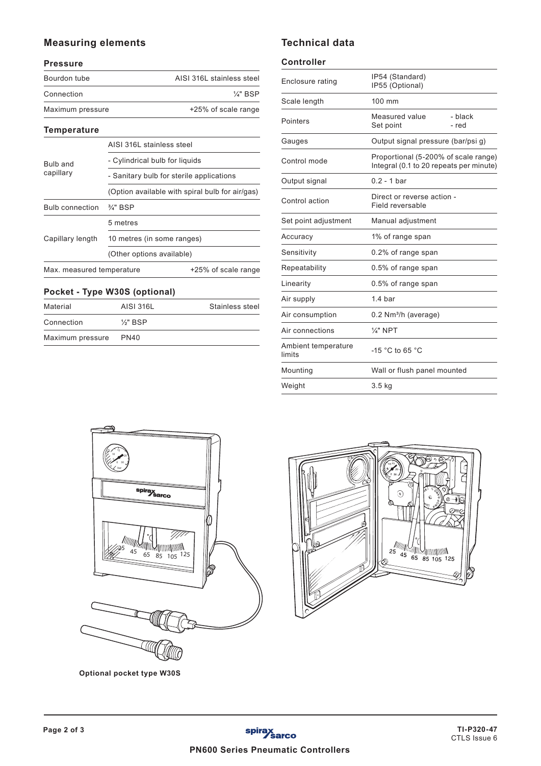## Measuring elements

### Pressure

| | |
|---|---|
| Bourdon tube | AISI 316L stainless steel |
| Connection | ¼" BSP |
| Maximum pressure | +25% of scale range |

### Temperature

| | |
|---|---|
| Bulb and capillary | AISI 316L stainless steel |
| | - Cylindrical bulb for liquids |
| | - Sanitary bulb for sterile applications |
| | (Option available with spiral bulb for air/gas) |
| Bulb connection | ¾" BSP |
| Capillary length | 5 metres |
| | 10 metres (in some ranges) |
| | (Other options available) |
| Max. measured temperature | +25% of scale range |

### Pocket - Type W30S (optional)

| | | |
|---|---|---|
| Material | AISI 316L | Stainless steel |
| Connection | ½" BSP | |
| Maximum pressure | PN40 | |

## Technical data

### Controller

| | |
|---|---|
| Enclosure rating | IP54 (Standard)<br>IP55 (Optional) |
| Scale length | 100 mm |
| Pointers | Measured value - black<br>Set point - red |
| Gauges | Output signal pressure (bar/psi g) |
| Control mode | Proportional (5-200% of scale range)<br>Integral (0.1 to 20 repeats per minute) |
| Output signal | 0.2 - 1 bar |
| Control action | Direct or reverse action - Field reversable |
| Set point adjustment | Manual adjustment |
| Accuracy | 1% of range span |
| Sensitivity | 0.2% of range span |
| Repeatability | 0.5% of range span |
| Linearity | 0.5% of range span |
| Air supply | 1.4 bar |
| Air consumption | 0.2 Nm³/h (average) |
| Air connections | ¼" NPT |
| Ambient temperature limits | -15 °C to 65 °C |
| Mounting | Wall or flush panel mounted |
| Weight | 3.5 kg |

**Optional pocket type W30S**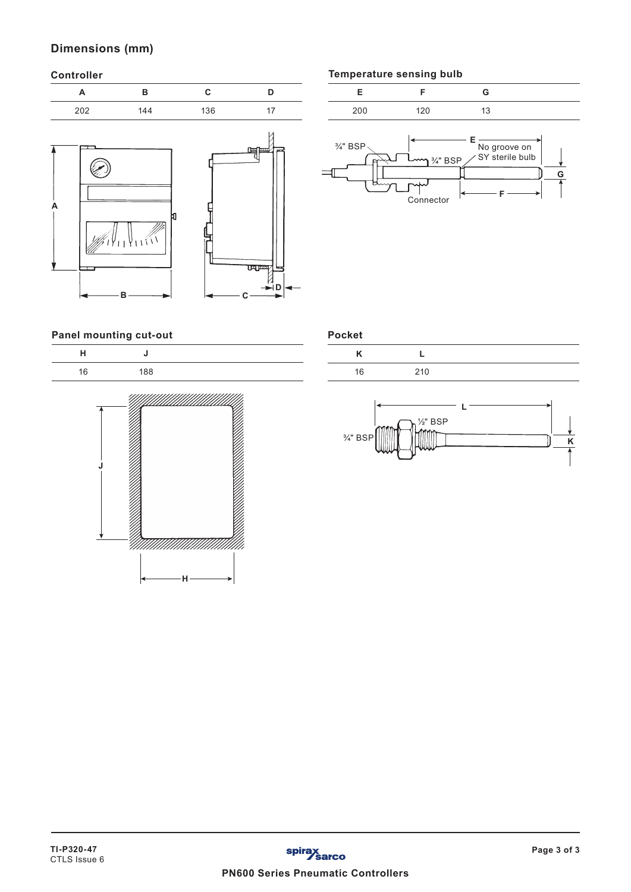## Dimensions (mm)

### Controller

| A | B | C | D |
|---|---|---|---|
| 202 | 144 | 136 | 17 |

### Temperature sensing bulb

| E | F | G |
|---|---|---|
| 200 | 120 | 13 |

¾" BSP

¾" BSP

No groove on SY sterile bulb

Connector

### Panel mounting cut-out

| H | J |
|---|---|
| 16 | 188 |

### Pocket

| K | L |
|---|---|
| 16 | 210 |

¾" BSP

½" BSP

TI-P320-47
CTLS Issue 6

PN600 Series Pneumatic Controllers